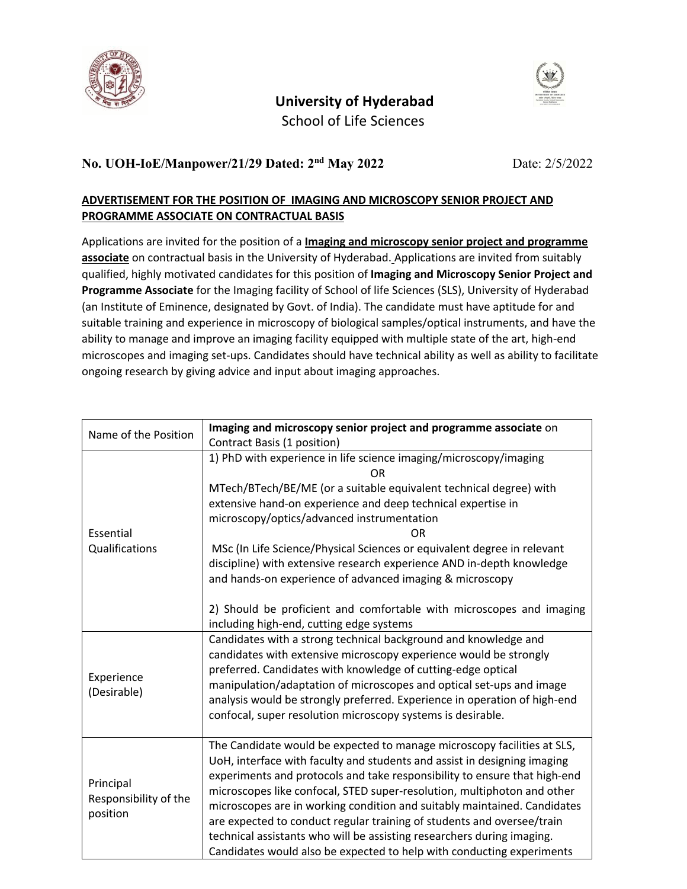# University of Hyderabad

School of Life Sciences

**No. UOH-IoE/Manpower/21/29 Dated: 2nd May 2022** Date: 2/5/2022

**ADVERTISEMENT FOR THE POSITION OF IMAGING AND MICROSCOPY SENIOR PROJECT AND PROGRAMME ASSOCIATE ON CONTRACTUAL BASIS**

Applications are invited for the position of a **Imaging and microscopy senior project and programme associate** on contractual basis in the University of Hyderabad. Applications are invited from suitably qualified, highly motivated candidates for this position of **Imaging and Microscopy Senior Project and Programme Associate** for the Imaging facility of School of life Sciences (SLS), University of Hyderabad (an Institute of Eminence, designated by Govt. of India). The candidate must have aptitude for and suitable training and experience in microscopy of biological samples/optical instruments, and have the ability to manage and improve an imaging facility equipped with multiple state of the art, high-end microscopes and imaging set-ups. Candidates should have technical ability as well as ability to facilitate ongoing research by giving advice and input about imaging approaches.

| | |
|---|---|
| Name of the Position | **Imaging and microscopy senior project and programme associate** on Contract Basis (1 position) |
| Essential Qualifications | 1) PhD with experience in life science imaging/microscopy/imaging<br>OR<br>MTech/BTech/BE/ME (or a suitable equivalent technical degree) with extensive hand-on experience and deep technical expertise in microscopy/optics/advanced instrumentation<br>OR<br>MSc (In Life Science/Physical Sciences or equivalent degree in relevant discipline) with extensive research experience AND in-depth knowledge and hands-on experience of advanced imaging & microscopy<br><br>2) Should be proficient and comfortable with microscopes and imaging including high-end, cutting edge systems |
| Experience (Desirable) | Candidates with a strong technical background and knowledge and candidates with extensive microscopy experience would be strongly preferred. Candidates with knowledge of cutting-edge optical manipulation/adaptation of microscopes and optical set-ups and image analysis would be strongly preferred. Experience in operation of high-end confocal, super resolution microscopy systems is desirable. |
| Principal Responsibility of the position | The Candidate would be expected to manage microscopy facilities at SLS, UoH, interface with faculty and students and assist in designing imaging experiments and protocols and take responsibility to ensure that high-end microscopes like confocal, STED super-resolution, multiphoton and other microscopes are in working condition and suitably maintained. Candidates are expected to conduct regular training of students and oversee/train technical assistants who will be assisting researchers during imaging. Candidates would also be expected to help with conducting experiments |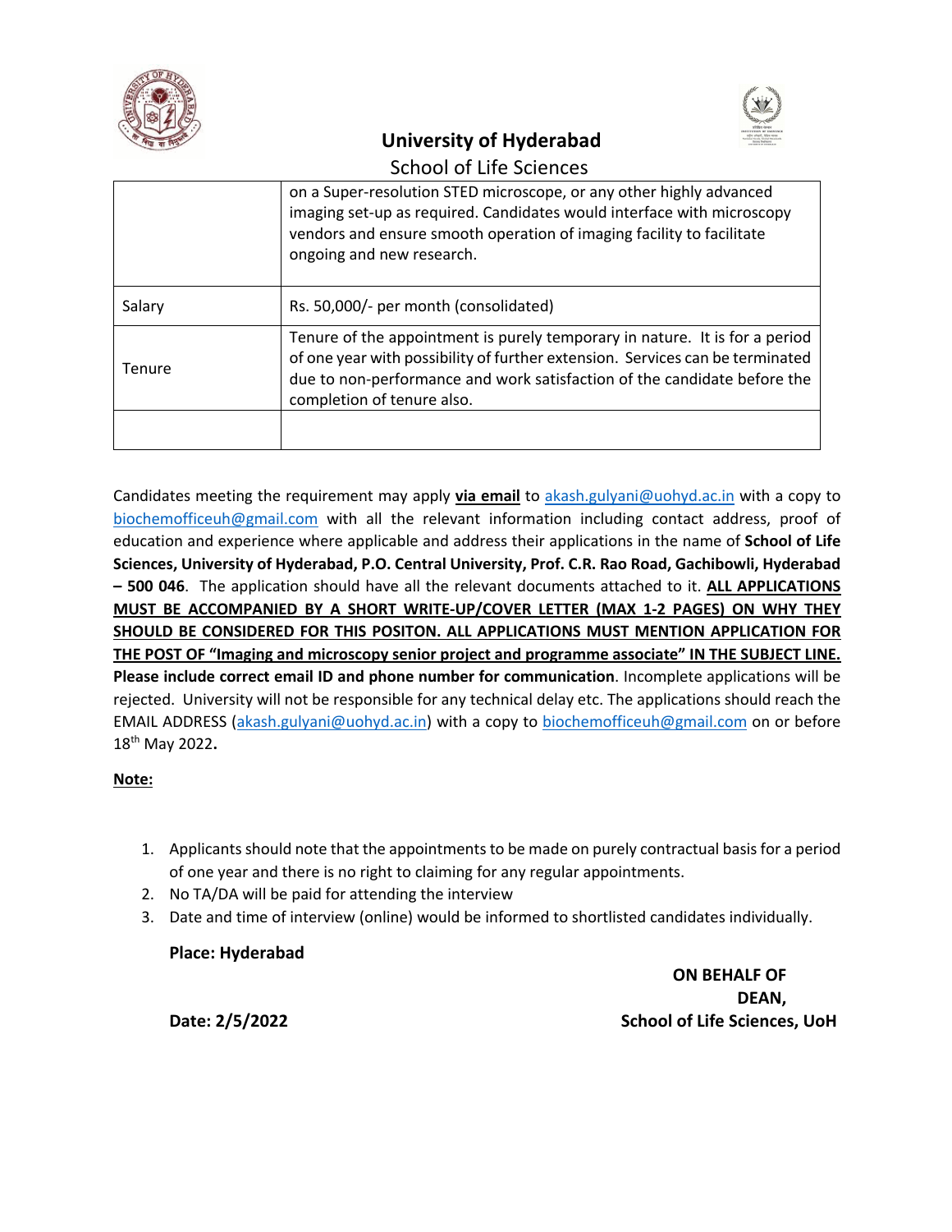# University of Hyderabad

School of Life Sciences

| | |
|---|---|
| | on a Super-resolution STED microscope, or any other highly advanced imaging set-up as required. Candidates would interface with microscopy vendors and ensure smooth operation of imaging facility to facilitate ongoing and new research. |
| Salary | Rs. 50,000/- per month (consolidated) |
| Tenure | Tenure of the appointment is purely temporary in nature. It is for a period of one year with possibility of further extension. Services can be terminated due to non-performance and work satisfaction of the candidate before the completion of tenure also. |
| | |

Candidates meeting the requirement may apply **via email** to akash.gulyani@uohyd.ac.in with a copy to biochemofficeuh@gmail.com with all the relevant information including contact address, proof of education and experience where applicable and address their applications in the name of **School of Life Sciences, University of Hyderabad, P.O. Central University, Prof. C.R. Rao Road, Gachibowli, Hyderabad – 500 046**. The application should have all the relevant documents attached to it. **ALL APPLICATIONS MUST BE ACCOMPANIED BY A SHORT WRITE-UP/COVER LETTER (MAX 1-2 PAGES) ON WHY THEY SHOULD BE CONSIDERED FOR THIS POSITON. ALL APPLICATIONS MUST MENTION APPLICATION FOR THE POST OF "Imaging and microscopy senior project and programme associate" IN THE SUBJECT LINE.** **Please include correct email ID and phone number for communication**. Incomplete applications will be rejected. University will not be responsible for any technical delay etc. The applications should reach the EMAIL ADDRESS (akash.gulyani@uohyd.ac.in) with a copy to biochemofficeuh@gmail.com on or before 18th May 2022**.**

**Note:**

1. Applicants should note that the appointments to be made on purely contractual basis for a period of one year and there is no right to claiming for any regular appointments.
2. No TA/DA will be paid for attending the interview
3. Date and time of interview (online) would be informed to shortlisted candidates individually.

**Place: Hyderabad**

**ON BEHALF OF DEAN, School of Life Sciences, UoH**

**Date: 2/5/2022**